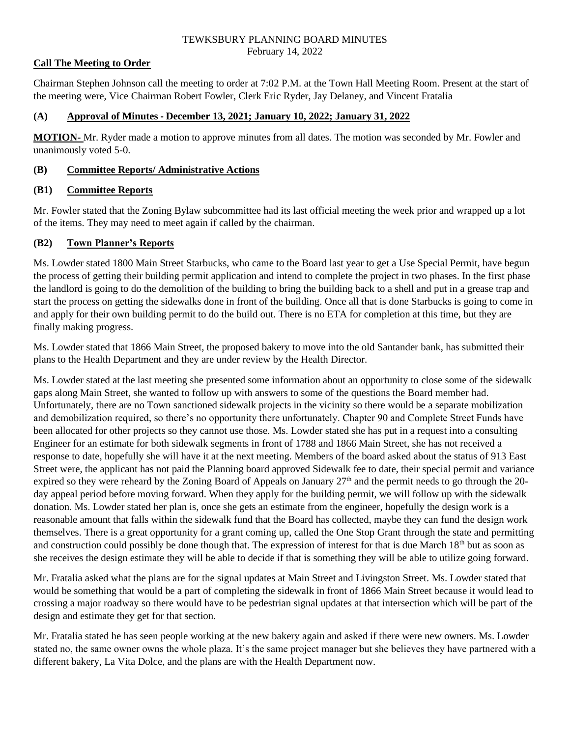# TEWKSBURY PLANNING BOARD MINUTES
February 14, 2022

## Call The Meeting to Order

Chairman Stephen Johnson call the meeting to order at 7:02 P.M. at the Town Hall Meeting Room. Present at the start of the meeting were, Vice Chairman Robert Fowler, Clerk Eric Ryder, Jay Delaney, and Vincent Fratalia

## (A) Approval of Minutes - December 13, 2021; January 10, 2022; January 31, 2022

**MOTION-** Mr. Ryder made a motion to approve minutes from all dates. The motion was seconded by Mr. Fowler and unanimously voted 5-0.

## (B) Committee Reports/ Administrative Actions

## (B1) Committee Reports

Mr. Fowler stated that the Zoning Bylaw subcommittee had its last official meeting the week prior and wrapped up a lot of the items. They may need to meet again if called by the chairman.

## (B2) Town Planner's Reports

Ms. Lowder stated 1800 Main Street Starbucks, who came to the Board last year to get a Use Special Permit, have begun the process of getting their building permit application and intend to complete the project in two phases. In the first phase the landlord is going to do the demolition of the building to bring the building back to a shell and put in a grease trap and start the process on getting the sidewalks done in front of the building. Once all that is done Starbucks is going to come in and apply for their own building permit to do the build out. There is no ETA for completion at this time, but they are finally making progress.

Ms. Lowder stated that 1866 Main Street, the proposed bakery to move into the old Santander bank, has submitted their plans to the Health Department and they are under review by the Health Director.

Ms. Lowder stated at the last meeting she presented some information about an opportunity to close some of the sidewalk gaps along Main Street, she wanted to follow up with answers to some of the questions the Board member had. Unfortunately, there are no Town sanctioned sidewalk projects in the vicinity so there would be a separate mobilization and demobilization required, so there's no opportunity there unfortunately. Chapter 90 and Complete Street Funds have been allocated for other projects so they cannot use those. Ms. Lowder stated she has put in a request into a consulting Engineer for an estimate for both sidewalk segments in front of 1788 and 1866 Main Street, she has not received a response to date, hopefully she will have it at the next meeting. Members of the board asked about the status of 913 East Street were, the applicant has not paid the Planning board approved Sidewalk fee to date, their special permit and variance expired so they were reheard by the Zoning Board of Appeals on January 27th and the permit needs to go through the 20-day appeal period before moving forward. When they apply for the building permit, we will follow up with the sidewalk donation. Ms. Lowder stated her plan is, once she gets an estimate from the engineer, hopefully the design work is a reasonable amount that falls within the sidewalk fund that the Board has collected, maybe they can fund the design work themselves. There is a great opportunity for a grant coming up, called the One Stop Grant through the state and permitting and construction could possibly be done though that. The expression of interest for that is due March 18th but as soon as she receives the design estimate they will be able to decide if that is something they will be able to utilize going forward.

Mr. Fratalia asked what the plans are for the signal updates at Main Street and Livingston Street. Ms. Lowder stated that would be something that would be a part of completing the sidewalk in front of 1866 Main Street because it would lead to crossing a major roadway so there would have to be pedestrian signal updates at that intersection which will be part of the design and estimate they get for that section.

Mr. Fratalia stated he has seen people working at the new bakery again and asked if there were new owners. Ms. Lowder stated no, the same owner owns the whole plaza. It's the same project manager but she believes they have partnered with a different bakery, La Vita Dolce, and the plans are with the Health Department now.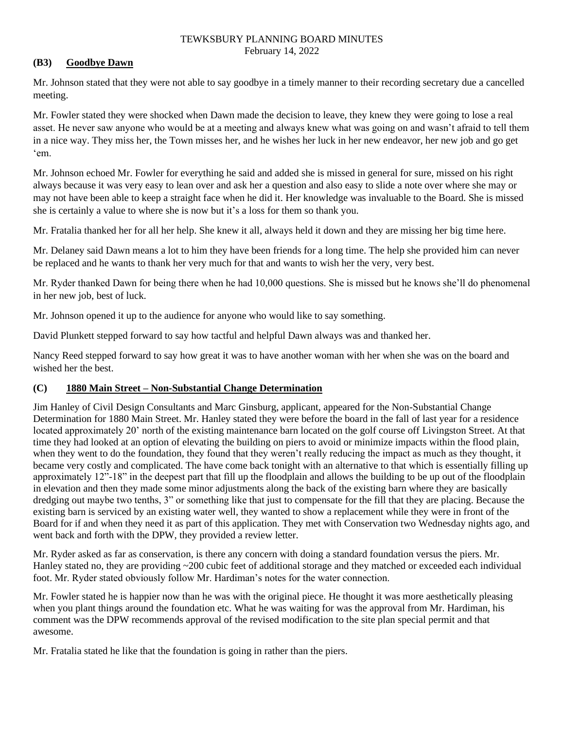### (B3) Goodbye Dawn

Mr. Johnson stated that they were not able to say goodbye in a timely manner to their recording secretary due a cancelled meeting.

Mr. Fowler stated they were shocked when Dawn made the decision to leave, they knew they were going to lose a real asset. He never saw anyone who would be at a meeting and always knew what was going on and wasn't afraid to tell them in a nice way. They miss her, the Town misses her, and he wishes her luck in her new endeavor, her new job and go get 'em.

Mr. Johnson echoed Mr. Fowler for everything he said and added she is missed in general for sure, missed on his right always because it was very easy to lean over and ask her a question and also easy to slide a note over where she may or may not have been able to keep a straight face when he did it. Her knowledge was invaluable to the Board. She is missed she is certainly a value to where she is now but it's a loss for them so thank you.

Mr. Fratalia thanked her for all her help. She knew it all, always held it down and they are missing her big time here.

Mr. Delaney said Dawn means a lot to him they have been friends for a long time. The help she provided him can never be replaced and he wants to thank her very much for that and wants to wish her the very, very best.

Mr. Ryder thanked Dawn for being there when he had 10,000 questions. She is missed but he knows she'll do phenomenal in her new job, best of luck.

Mr. Johnson opened it up to the audience for anyone who would like to say something.

David Plunkett stepped forward to say how tactful and helpful Dawn always was and thanked her.

Nancy Reed stepped forward to say how great it was to have another woman with her when she was on the board and wished her the best.

### (C) 1880 Main Street – Non-Substantial Change Determination

Jim Hanley of Civil Design Consultants and Marc Ginsburg, applicant, appeared for the Non-Substantial Change Determination for 1880 Main Street. Mr. Hanley stated they were before the board in the fall of last year for a residence located approximately 20' north of the existing maintenance barn located on the golf course off Livingston Street. At that time they had looked at an option of elevating the building on piers to avoid or minimize impacts within the flood plain, when they went to do the foundation, they found that they weren't really reducing the impact as much as they thought, it became very costly and complicated. The have come back tonight with an alternative to that which is essentially filling up approximately 12"-18" in the deepest part that fill up the floodplain and allows the building to be up out of the floodplain in elevation and then they made some minor adjustments along the back of the existing barn where they are basically dredging out maybe two tenths, 3" or something like that just to compensate for the fill that they are placing. Because the existing barn is serviced by an existing water well, they wanted to show a replacement while they were in front of the Board for if and when they need it as part of this application. They met with Conservation two Wednesday nights ago, and went back and forth with the DPW, they provided a review letter.

Mr. Ryder asked as far as conservation, is there any concern with doing a standard foundation versus the piers. Mr. Hanley stated no, they are providing ~200 cubic feet of additional storage and they matched or exceeded each individual foot. Mr. Ryder stated obviously follow Mr. Hardiman's notes for the water connection.

Mr. Fowler stated he is happier now than he was with the original piece. He thought it was more aesthetically pleasing when you plant things around the foundation etc. What he was waiting for was the approval from Mr. Hardiman, his comment was the DPW recommends approval of the revised modification to the site plan special permit and that awesome.

Mr. Fratalia stated he like that the foundation is going in rather than the piers.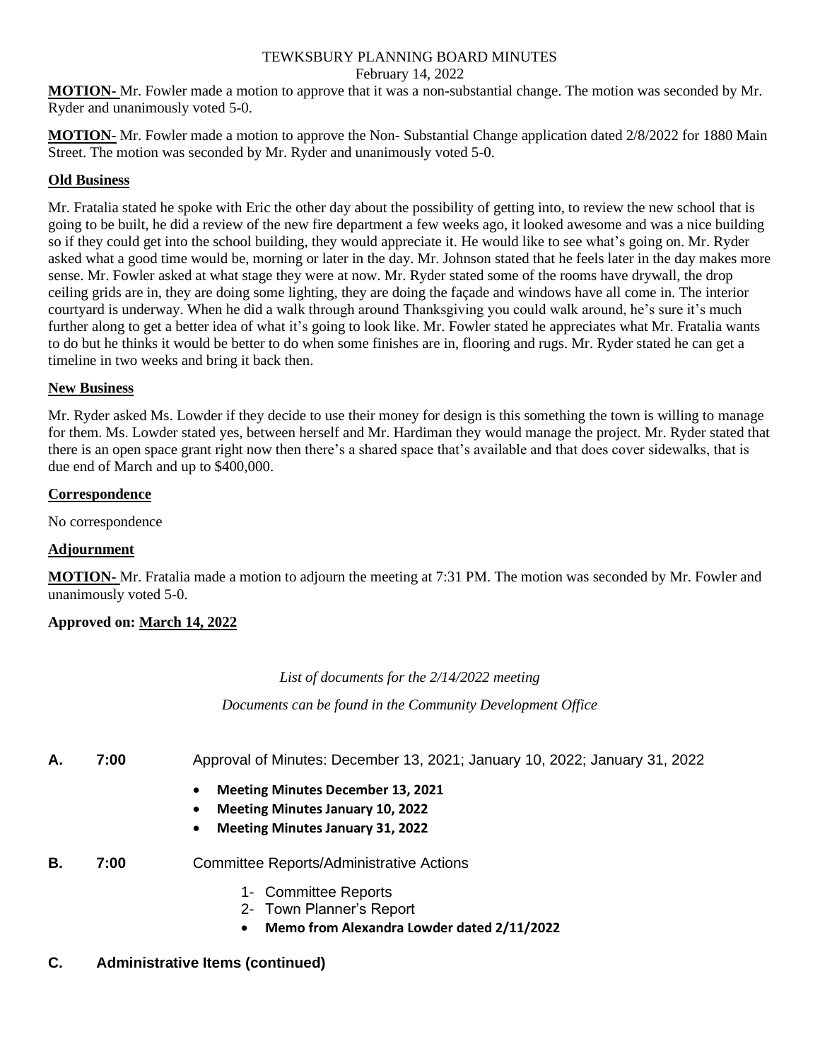**MOTION-** Mr. Fowler made a motion to approve that it was a non-substantial change. The motion was seconded by Mr. Ryder and unanimously voted 5-0.

**MOTION-** Mr. Fowler made a motion to approve the Non- Substantial Change application dated 2/8/2022 for 1880 Main Street. The motion was seconded by Mr. Ryder and unanimously voted 5-0.

## Old Business

Mr. Fratalia stated he spoke with Eric the other day about the possibility of getting into, to review the new school that is going to be built, he did a review of the new fire department a few weeks ago, it looked awesome and was a nice building so if they could get into the school building, they would appreciate it. He would like to see what's going on. Mr. Ryder asked what a good time would be, morning or later in the day. Mr. Johnson stated that he feels later in the day makes more sense. Mr. Fowler asked at what stage they were at now. Mr. Ryder stated some of the rooms have drywall, the drop ceiling grids are in, they are doing some lighting, they are doing the façade and windows have all come in. The interior courtyard is underway. When he did a walk through around Thanksgiving you could walk around, he's sure it's much further along to get a better idea of what it's going to look like. Mr. Fowler stated he appreciates what Mr. Fratalia wants to do but he thinks it would be better to do when some finishes are in, flooring and rugs. Mr. Ryder stated he can get a timeline in two weeks and bring it back then.

## New Business

Mr. Ryder asked Ms. Lowder if they decide to use their money for design is this something the town is willing to manage for them. Ms. Lowder stated yes, between herself and Mr. Hardiman they would manage the project. Mr. Ryder stated that there is an open space grant right now then there's a shared space that's available and that does cover sidewalks, that is due end of March and up to $400,000.

## Correspondence

No correspondence

## Adjournment

**MOTION-** Mr. Fratalia made a motion to adjourn the meeting at 7:31 PM. The motion was seconded by Mr. Fowler and unanimously voted 5-0.

**Approved on: March 14, 2022**

*List of documents for the 2/14/2022 meeting*

*Documents can be found in the Community Development Office*

**A. 7:00** Approval of Minutes: December 13, 2021; January 10, 2022; January 31, 2022

- **Meeting Minutes December 13, 2021**
- **Meeting Minutes January 10, 2022**
- **Meeting Minutes January 31, 2022**

**B. 7:00** Committee Reports/Administrative Actions

1- Committee Reports
2- Town Planner's Report

- **Memo from Alexandra Lowder dated 2/11/2022**

**C. Administrative Items (continued)**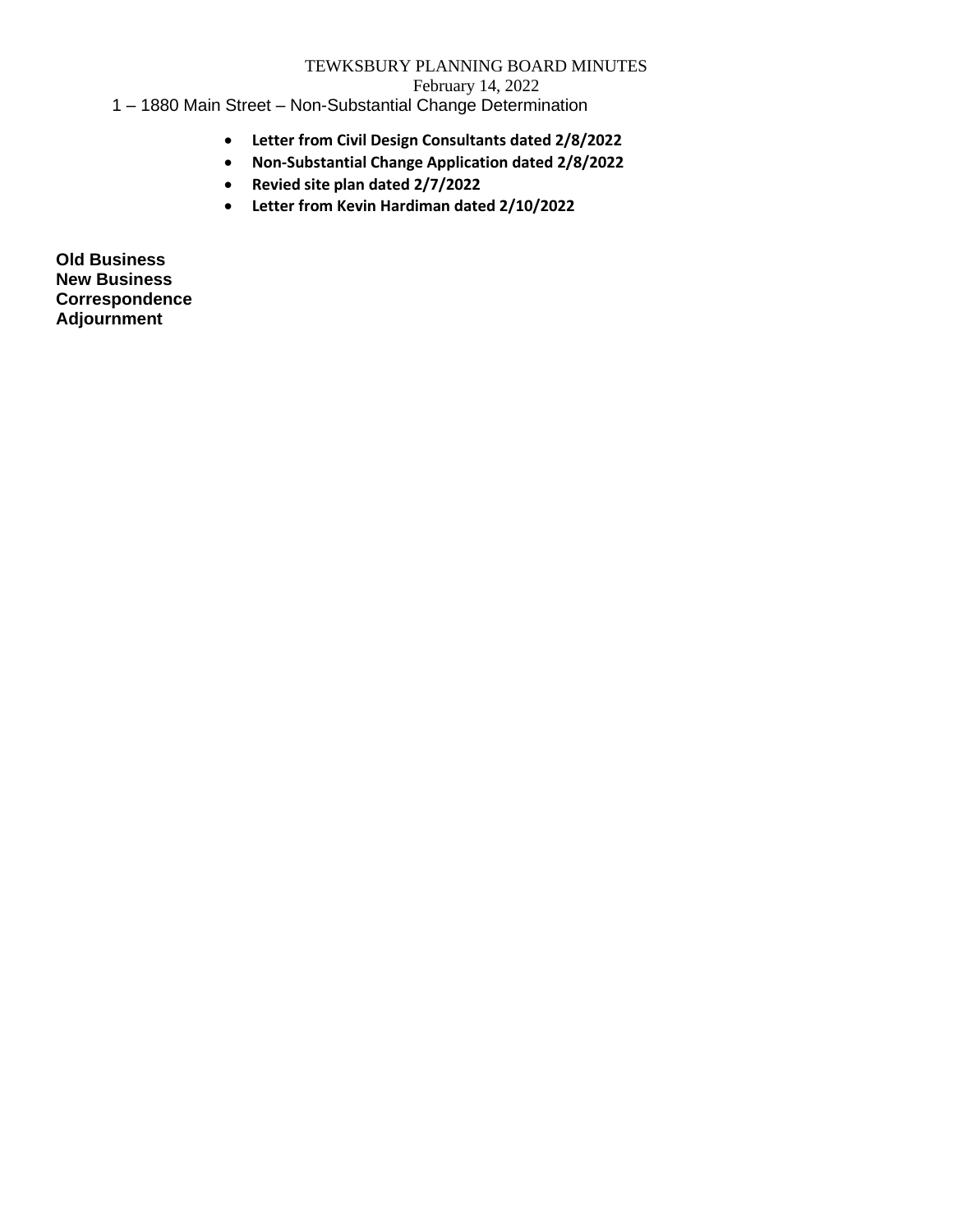1 – 1880 Main Street – Non-Substantial Change Determination

- **Letter from Civil Design Consultants dated 2/8/2022**
- **Non-Substantial Change Application dated 2/8/2022**
- **Revied site plan dated 2/7/2022**
- **Letter from Kevin Hardiman dated 2/10/2022**

**Old Business**
**New Business**
**Correspondence**
**Adjournment**